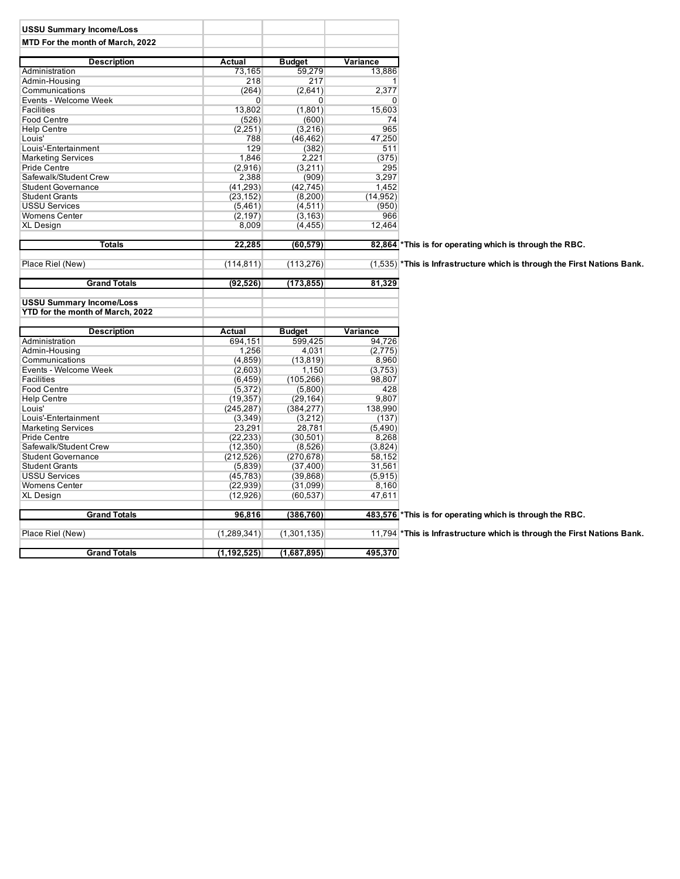**USSU Summary Income/Loss**

**MTD For the month of March, 2022**

| Description | Actual | Budget | Variance | |
|---|---|---|---|---|
| Administration | 73,165 | 59,279 | 13,886 | |
| Admin-Housing | 218 | 217 | 1 | |
| Communications | (264) | (2,641) | 2,377 | |
| Events - Welcome Week | 0 | 0 | 0 | |
| Facilities | 13,802 | (1,801) | 15,603 | |
| Food Centre | (526) | (600) | 74 | |
| Help Centre | (2,251) | (3,216) | 965 | |
| Louis' | 788 | (46,462) | 47,250 | |
| Louis'-Entertainment | 129 | (382) | 511 | |
| Marketing Services | 1,846 | 2,221 | (375) | |
| Pride Centre | (2,916) | (3,211) | 295 | |
| Safewalk/Student Crew | 2,388 | (909) | 3,297 | |
| Student Governance | (41,293) | (42,745) | 1,452 | |
| Student Grants | (23,152) | (8,200) | (14,952) | |
| USSU Services | (5,461) | (4,511) | (950) | |
| Womens Center | (2,197) | (3,163) | 966 | |
| XL Design | 8,009 | (4,455) | 12,464 | |
| **Totals** | **22,285** | **(60,579)** | **82,864** | ***This is for operating which is through the RBC.** |
| Place Riel (New) | (114,811) | (113,276) | (1,535) | ***This is Infrastructure which is through the First Nations Bank.** |
| **Grand Totals** | **(92,526)** | **(173,855)** | **81,329** | |

**USSU Summary Income/Loss**

**YTD for the month of March, 2022**

| Description | Actual | Budget | Variance | |
|---|---|---|---|---|
| Administration | 694,151 | 599,425 | 94,726 | |
| Admin-Housing | 1,256 | 4,031 | (2,775) | |
| Communications | (4,859) | (13,819) | 8,960 | |
| Events - Welcome Week | (2,603) | 1,150 | (3,753) | |
| Facilities | (6,459) | (105,266) | 98,807 | |
| Food Centre | (5,372) | (5,800) | 428 | |
| Help Centre | (19,357) | (29,164) | 9,807 | |
| Louis' | (245,287) | (384,277) | 138,990 | |
| Louis'-Entertainment | (3,349) | (3,212) | (137) | |
| Marketing Services | 23,291 | 28,781 | (5,490) | |
| Pride Centre | (22,233) | (30,501) | 8,268 | |
| Safewalk/Student Crew | (12,350) | (8,526) | (3,824) | |
| Student Governance | (212,526) | (270,678) | 58,152 | |
| Student Grants | (5,839) | (37,400) | 31,561 | |
| USSU Services | (45,783) | (39,868) | (5,915) | |
| Womens Center | (22,939) | (31,099) | 8,160 | |
| XL Design | (12,926) | (60,537) | 47,611 | |
| **Grand Totals** | **96,816** | **(386,760)** | **483,576** | ***This is for operating which is through the RBC.** |
| Place Riel (New) | (1,289,341) | (1,301,135) | 11,794 | ***This is Infrastructure which is through the First Nations Bank.** |
| **Grand Totals** | **(1,192,525)** | **(1,687,895)** | **495,370** | |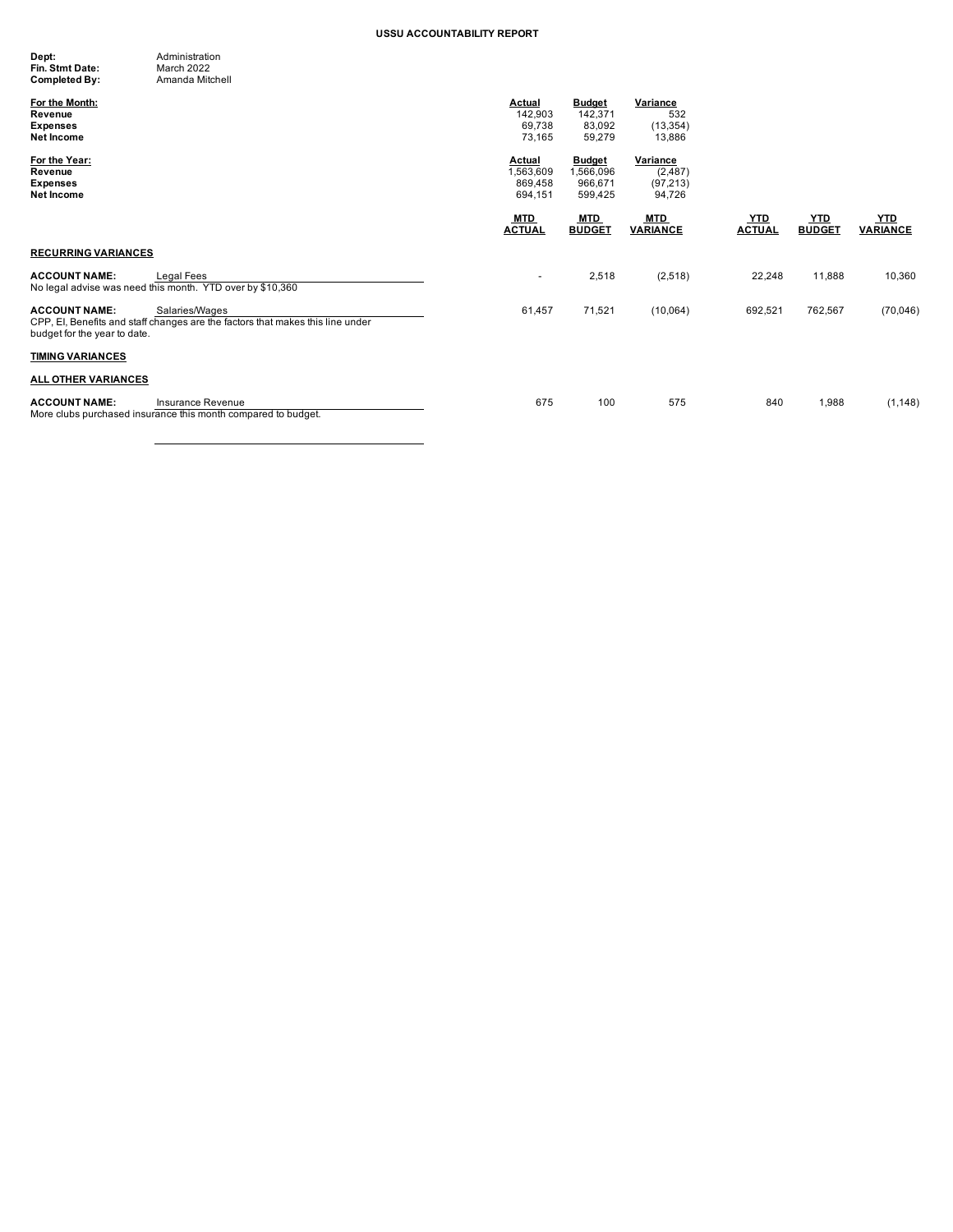# USSU ACCOUNTABILITY REPORT

**Dept:** Administration
**Fin. Stmt Date:** March 2022
**Completed By:** Amanda Mitchell

| For the Month: | Actual | Budget | Variance |
|---|---|---|---|
| Revenue | 142,903 | 142,371 | 532 |
| Expenses | 69,738 | 83,092 | (13,354) |
| Net Income | 73,165 | 59,279 | 13,886 |

| For the Year: | Actual | Budget | Variance |
|---|---|---|---|
| Revenue | 1,563,609 | 1,566,096 | (2,487) |
| Expenses | 869,458 | 966,671 | (97,213) |
| Net Income | 694,151 | 599,425 | 94,726 |

| | MTD ACTUAL | MTD BUDGET | MTD VARIANCE | YTD ACTUAL | YTD BUDGET | YTD VARIANCE |
|---|---|---|---|---|---|---|
| **RECURRING VARIANCES** | | | | | | |
| **ACCOUNT NAME:** Legal Fees<br>No legal advise was need this month. YTD over by $10,360 | - | 2,518 | (2,518) | 22,248 | 11,888 | 10,360 |
| **ACCOUNT NAME:** Salaries/Wages<br>CPP, EI, Benefits and staff changes are the factors that makes this line under budget for the year to date. | 61,457 | 71,521 | (10,064) | 692,521 | 762,567 | (70,046) |
| **TIMING VARIANCES** | | | | | | |
| **ALL OTHER VARIANCES** | | | | | | |
| **ACCOUNT NAME:** Insurance Revenue<br>More clubs purchased insurance this month compared to budget. | 675 | 100 | 575 | 840 | 1,988 | (1,148) |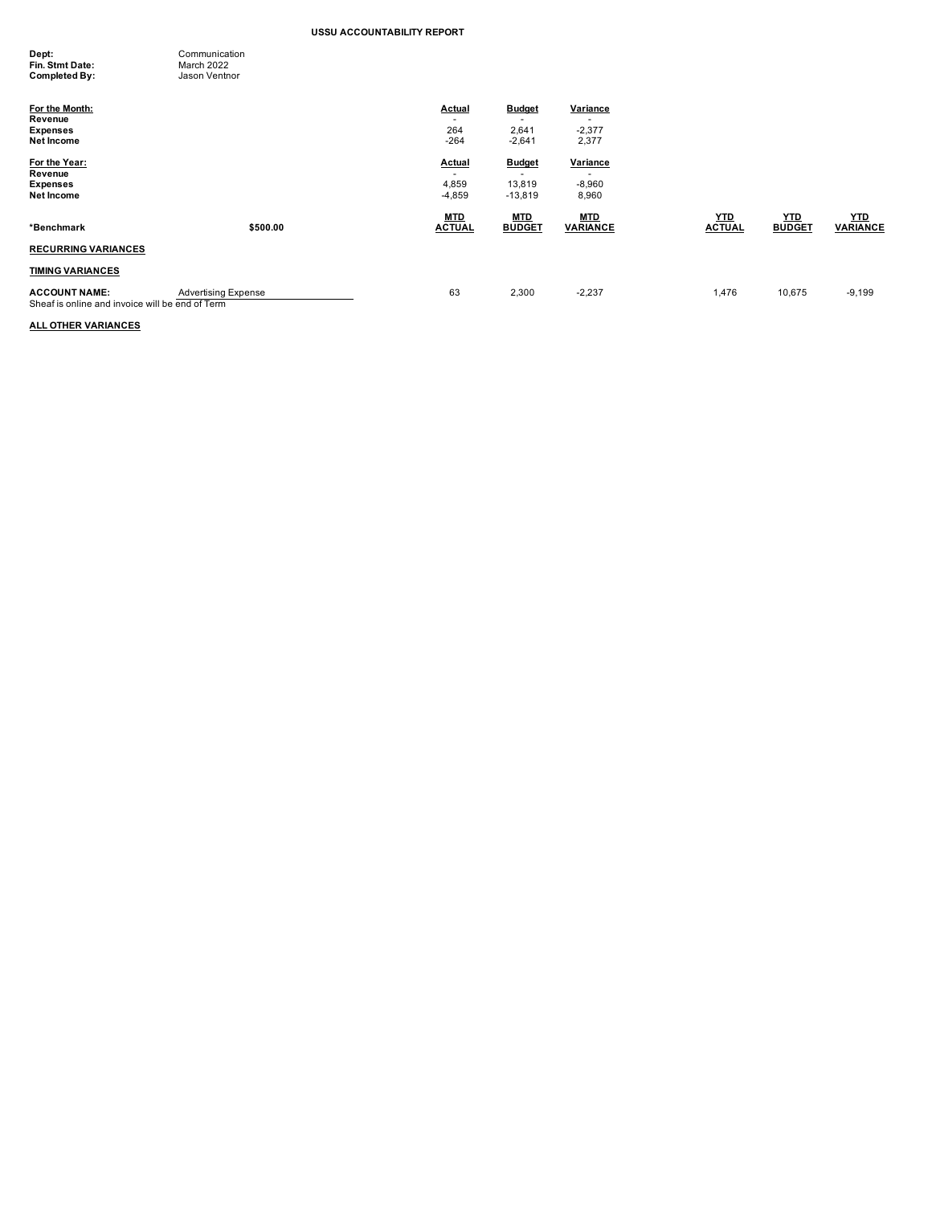**USSU ACCOUNTABILITY REPORT**

**Dept:** Communication
**Fin. Stmt Date:** March 2022
**Completed By:** Jason Ventnor

| For the Month: | Actual | Budget | Variance |
|---|---|---|---|
| Revenue | - | - | - |
| Expenses | 264 | 2,641 | -2,377 |
| Net Income | -264 | -2,641 | 2,377 |

| For the Year: | Actual | Budget | Variance |
|---|---|---|---|
| Revenue | - | - | - |
| Expenses | 4,859 | 13,819 | -8,960 |
| Net Income | -4,859 | -13,819 | 8,960 |

| *Benchmark | $500.00 | MTD ACTUAL | MTD BUDGET | MTD VARIANCE | YTD ACTUAL | YTD BUDGET | YTD VARIANCE |
|---|---|---|---|---|---|---|---|
| **RECURRING VARIANCES** | | | | | | | |
| **TIMING VARIANCES** | | | | | | | |
| **ACCOUNT NAME:** | Advertising Expense | 63 | 2,300 | -2,237 | 1,476 | 10,675 | -9,199 |
| Sheaf is online and invoice will be end of Term | | | | | | | |
| **ALL OTHER VARIANCES** | | | | | | | |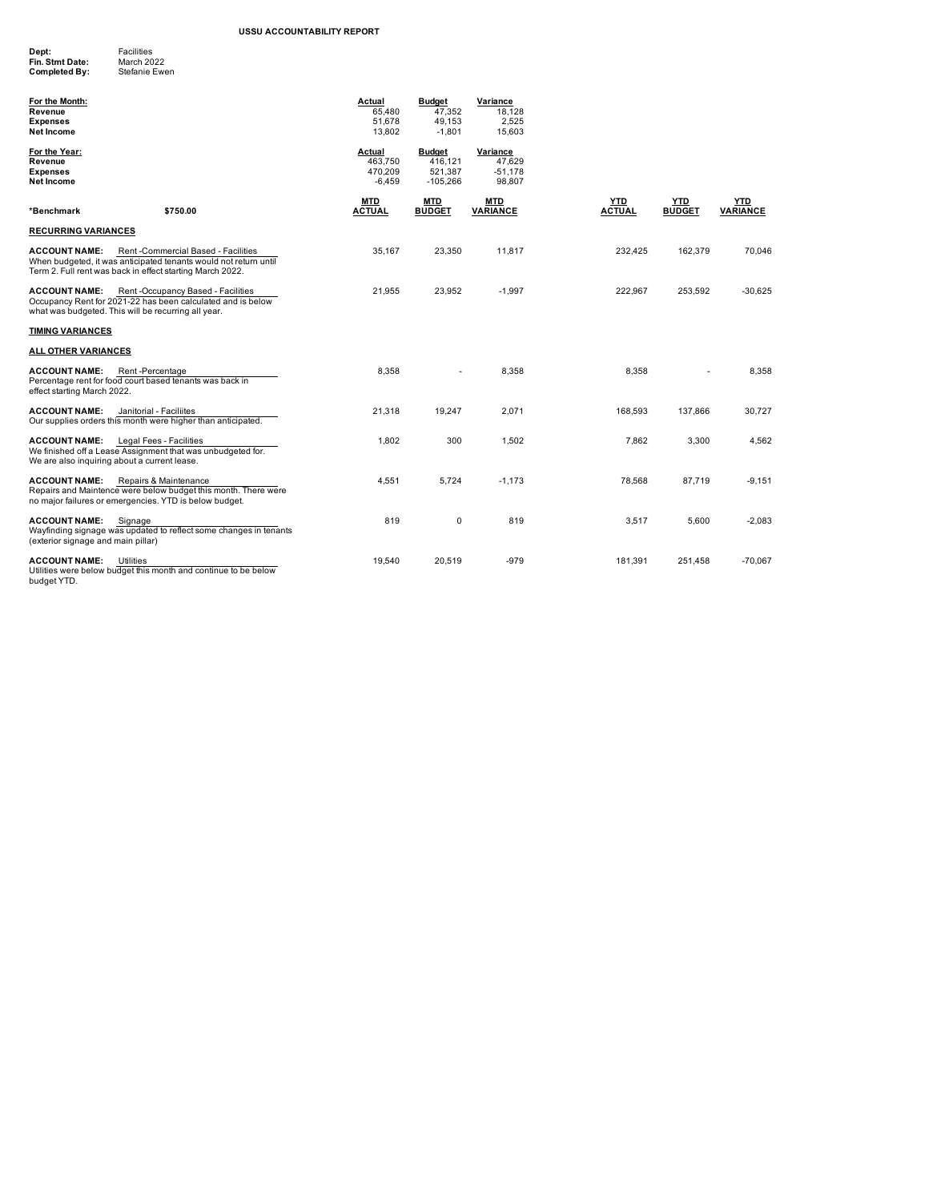# USSU ACCOUNTABILITY REPORT

**Dept:** Facilities
**Fin. Stmt Date:** March 2022
**Completed By:** Stefanie Ewen

| For the Month: | Actual | Budget | Variance |
|---|---|---|---|
| Revenue | 65,480 | 47,352 | 18,128 |
| Expenses | 51,678 | 49,153 | 2,525 |
| Net Income | 13,802 | -1,801 | 15,603 |

| For the Year: | Actual | Budget | Variance |
|---|---|---|---|
| Revenue | 463,750 | 416,121 | 47,629 |
| Expenses | 470,209 | 521,387 | -51,178 |
| Net Income | -6,459 | -105,266 | 98,807 |

| *Benchmark $750.00 | MTD ACTUAL | MTD BUDGET | MTD VARIANCE | YTD ACTUAL | YTD BUDGET | YTD VARIANCE |
|---|---|---|---|---|---|---|
| **RECURRING VARIANCES** | | | | | | |
| **ACCOUNT NAME:** Rent -Commercial Based - Facilities<br>When budgeted, it was anticipated tenants would not return until Term 2. Full rent was back in effect starting March 2022. | 35,167 | 23,350 | 11,817 | 232,425 | 162,379 | 70,046 |
| **ACCOUNT NAME:** Rent -Occupancy Based - Facilities<br>Occupancy Rent for 2021-22 has been calculated and is below what was budgeted. This will be recurring all year. | 21,955 | 23,952 | -1,997 | 222,967 | 253,592 | -30,625 |
| **TIMING VARIANCES** | | | | | | |
| **ALL OTHER VARIANCES** | | | | | | |
| **ACCOUNT NAME:** Rent -Percentage<br>Percentage rent for food court based tenants was back in effect starting March 2022. | 8,358 | - | 8,358 | 8,358 | - | 8,358 |
| **ACCOUNT NAME:** Janitorial - Faciliites<br>Our supplies orders this month were higher than anticipated. | 21,318 | 19,247 | 2,071 | 168,593 | 137,866 | 30,727 |
| **ACCOUNT NAME:** Legal Fees - Facilities<br>We finished off a Lease Assignment that was unbudgeted for. We are also inquiring about a current lease. | 1,802 | 300 | 1,502 | 7,862 | 3,300 | 4,562 |
| **ACCOUNT NAME:** Repairs & Maintenance<br>Repairs and Maintence were below budget this month. There were no major failures or emergencies. YTD is below budget. | 4,551 | 5,724 | -1,173 | 78,568 | 87,719 | -9,151 |
| **ACCOUNT NAME:** Signage<br>Wayfinding signage was updated to reflect some changes in tenants (exterior signage and main pillar) | 819 | 0 | 819 | 3,517 | 5,600 | -2,083 |
| **ACCOUNT NAME:** Utilities<br>Utilities were below budget this month and continue to be below budget YTD. | 19,540 | 20,519 | -979 | 181,391 | 251,458 | -70,067 |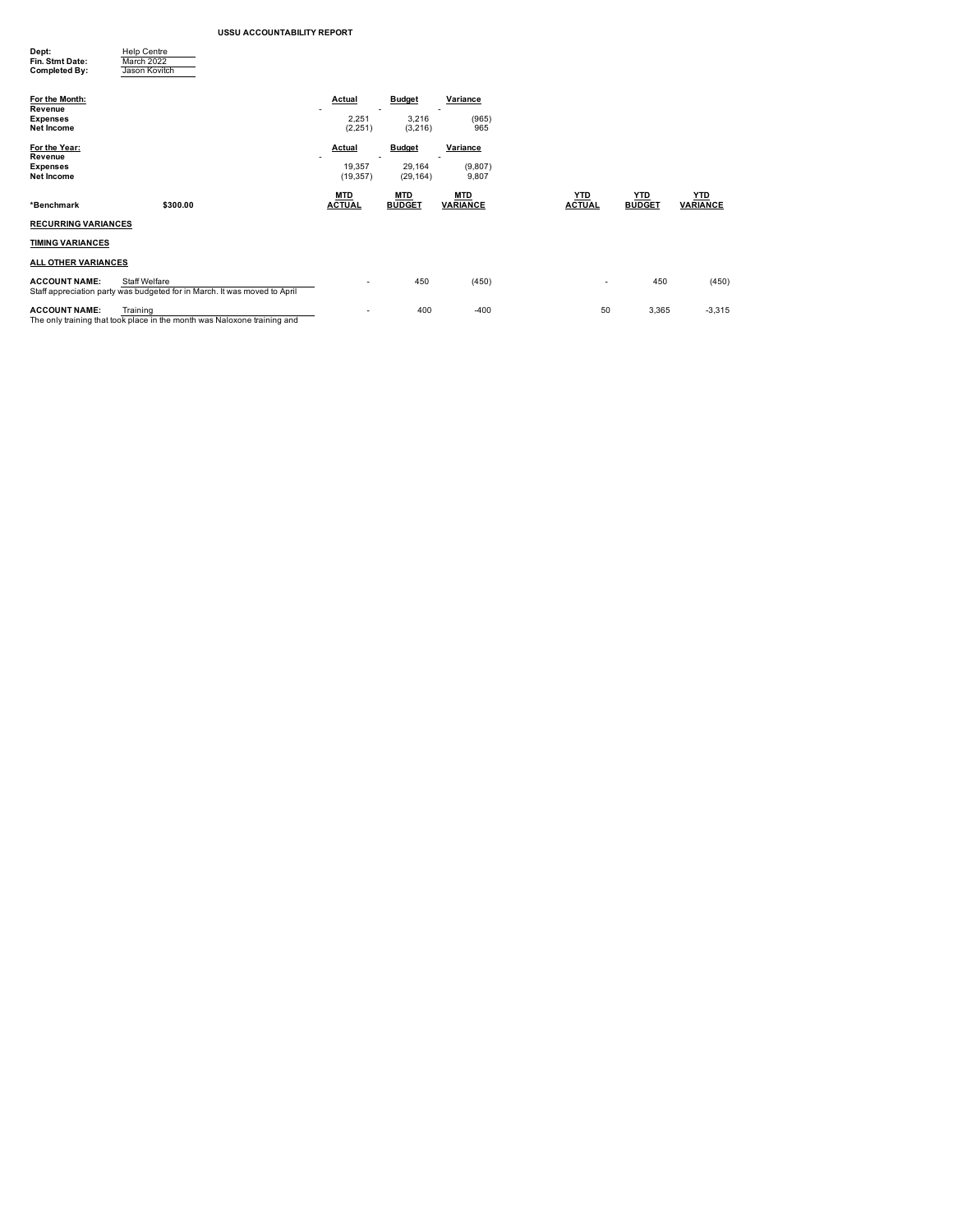**USSU ACCOUNTABILITY REPORT**

**Dept:** Help Centre
**Fin. Stmt Date:** March 2022
**Completed By:** Jason Kovitch

| **For the Month:** | Actual | Budget | Variance |
|---|---|---|---|
| **Revenue** | - | - | - |
| **Expenses** | 2,251 | 3,216 | (965) |
| **Net Income** | (2,251) | (3,216) | 965 |

| **For the Year:** | Actual | Budget | Variance |
|---|---|---|---|
| **Revenue** | - | - | - |
| **Expenses** | 19,357 | 29,164 | (9,807) |
| **Net Income** | (19,357) | (29,164) | 9,807 |

| **\*Benchmark** | **$300.00** | **MTD ACTUAL** | **MTD BUDGET** | **MTD VARIANCE** | **YTD ACTUAL** | **YTD BUDGET** | **YTD VARIANCE** |
|---|---|---|---|---|---|---|---|
| **RECURRING VARIANCES** | | | | | | | |
| **TIMING VARIANCES** | | | | | | | |
| **ALL OTHER VARIANCES** | | | | | | | |
| **ACCOUNT NAME:** | Staff Welfare | - | 450 | (450) | - | 450 | (450) |
| **ACCOUNT NAME:** | Training | - | 400 | -400 | 50 | 3,365 | -3,315 |

Staff Welfare: Staff appreciation party was budgeted for in March. It was moved to April

Training: The only training that took place in the month was Naloxone training and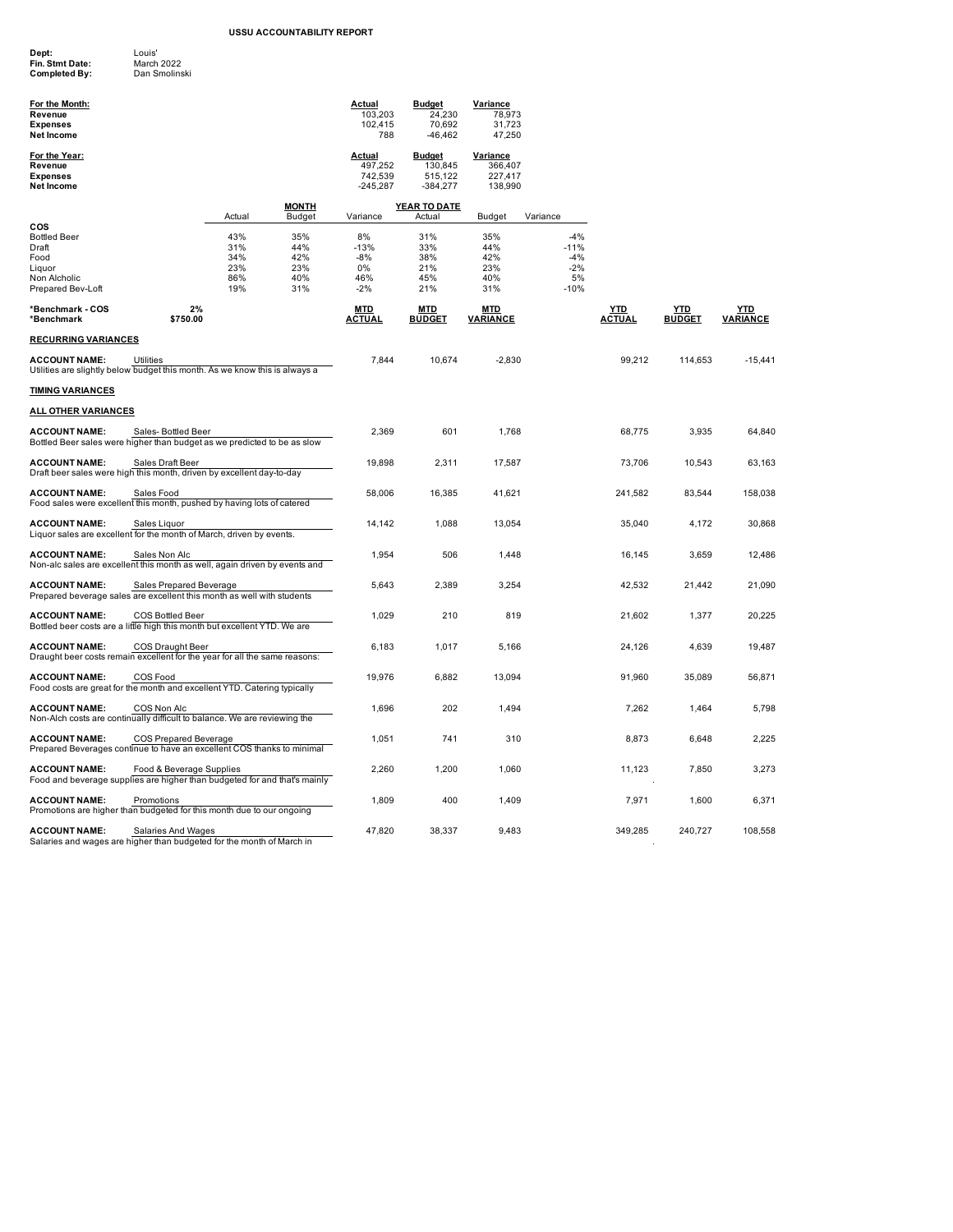**USSU ACCOUNTABILITY REPORT**

**Dept:** Louis'
**Fin. Stmt Date:** March 2022
**Completed By:** Dan Smolinski

| **For the Month:** | Actual | Budget | Variance |
|---|---|---|---|
| **Revenue** | 103,203 | 24,230 | 78,973 |
| **Expenses** | 102,415 | 70,692 | 31,723 |
| **Net Income** | 788 | -46,462 | 47,250 |

| **For the Year:** | Actual | Budget | Variance |
|---|---|---|---|
| **Revenue** | 497,252 | 130,845 | 366,407 |
| **Expenses** | 742,539 | 515,122 | 227,417 |
| **Net Income** | -245,287 | -384,277 | 138,990 |

| | MONTH | | | YEAR TO DATE | | |
|---|---|---|---|---|---|---|
| **COS** | Actual | Budget | Variance | Actual | Budget | Variance |
| Bottled Beer | 43% | 35% | 8% | 31% | 35% | -4% |
| Draft | 31% | 44% | -13% | 33% | 44% | -11% |
| Food | 34% | 42% | -8% | 38% | 42% | -4% |
| Liquor | 23% | 23% | 0% | 21% | 23% | -2% |
| Non Alcholic | 86% | 40% | 46% | 45% | 40% | 5% |
| Prepared Bev-Loft | 19% | 31% | -2% | 21% | 31% | -10% |

**\*Benchmark - COS** 2%
**\*Benchmark** $750.00

| | MTD ACTUAL | MTD BUDGET | MTD VARIANCE | YTD ACTUAL | YTD BUDGET | YTD VARIANCE |
|---|---|---|---|---|---|---|
| **RECURRING VARIANCES** | | | | | | |
| **ACCOUNT NAME:** Utilities<br>Utilities are slightly below budget this month. As we know this is always a | 7,844 | 10,674 | -2,830 | 99,212 | 114,653 | -15,441 |
| **TIMING VARIANCES** | | | | | | |
| **ALL OTHER VARIANCES** | | | | | | |
| **ACCOUNT NAME:** Sales- Bottled Beer<br>Bottled Beer sales were higher than budget as we predicted to be as slow | 2,369 | 601 | 1,768 | 68,775 | 3,935 | 64,840 |
| **ACCOUNT NAME:** Sales Draft Beer<br>Draft beer sales were high this month, driven by excellent day-to-day | 19,898 | 2,311 | 17,587 | 73,706 | 10,543 | 63,163 |
| **ACCOUNT NAME:** Sales Food<br>Food sales were excellent this month, pushed by having lots of catered | 58,006 | 16,385 | 41,621 | 241,582 | 83,544 | 158,038 |
| **ACCOUNT NAME:** Sales Liquor<br>Liquor sales are excellent for the month of March, driven by events. | 14,142 | 1,088 | 13,054 | 35,040 | 4,172 | 30,868 |
| **ACCOUNT NAME:** Sales Non Alc<br>Non-alc sales are excellent this month as well, again driven by events and | 1,954 | 506 | 1,448 | 16,145 | 3,659 | 12,486 |
| **ACCOUNT NAME:** Sales Prepared Beverage<br>Prepared beverage sales are excellent this month as well with students | 5,643 | 2,389 | 3,254 | 42,532 | 21,442 | 21,090 |
| **ACCOUNT NAME:** COS Bottled Beer<br>Bottled beer costs are a little high this month but excellent YTD. We are | 1,029 | 210 | 819 | 21,602 | 1,377 | 20,225 |
| **ACCOUNT NAME:** COS Draught Beer<br>Draught beer costs remain excellent for the year for all the same reasons: | 6,183 | 1,017 | 5,166 | 24,126 | 4,639 | 19,487 |
| **ACCOUNT NAME:** COS Food<br>Food costs are great for the month and excellent YTD. Catering typically | 19,976 | 6,882 | 13,094 | 91,960 | 35,089 | 56,871 |
| **ACCOUNT NAME:** COS Non Alc<br>Non-Alch costs are continually difficult to balance. We are reviewing the | 1,696 | 202 | 1,494 | 7,262 | 1,464 | 5,798 |
| **ACCOUNT NAME:** COS Prepared Beverage<br>Prepared Beverages continue to have an excellent COS thanks to minimal | 1,051 | 741 | 310 | 8,873 | 6,648 | 2,225 |
| **ACCOUNT NAME:** Food & Beverage Supplies<br>Food and beverage supplies are higher than budgeted for and that's mainly | 2,260 | 1,200 | 1,060 | 11,123 | 7,850 | 3,273 |
| **ACCOUNT NAME:** Promotions<br>Promotions are higher than budgeted for this month due to our ongoing | 1,809 | 400 | 1,409 | 7,971 | 1,600 | 6,371 |
| **ACCOUNT NAME:** Salaries And Wages<br>Salaries and wages are higher than budgeted for the month of March in | 47,820 | 38,337 | 9,483 | 349,285 | 240,727 | 108,558 |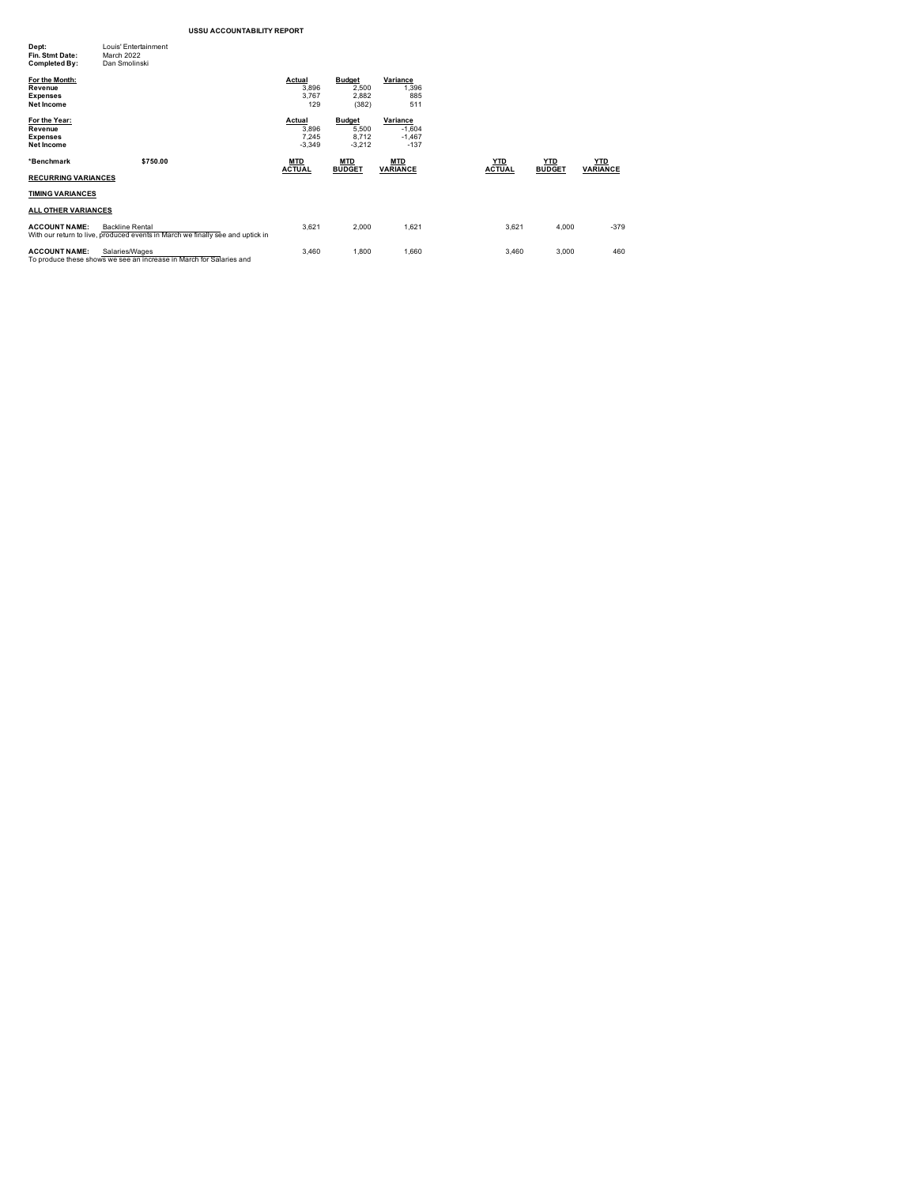**USSU ACCOUNTABILITY REPORT**

**Dept:** Louis' Entertainment
**Fin. Stmt Date:** March 2022
**Completed By:** Dan Smolinski

| For the Month: | Actual | Budget | Variance |
|---|---|---|---|
| Revenue | 3,896 | 2,500 | 1,396 |
| Expenses | 3,767 | 2,882 | 885 |
| Net Income | 129 | (382) | 511 |

| For the Year: | Actual | Budget | Variance |
|---|---|---|---|
| Revenue | 3,896 | 5,500 | -1,604 |
| Expenses | 7,245 | 8,712 | -1,467 |
| Net Income | -3,349 | -3,212 | -137 |

| *Benchmark $750.00 | MTD ACTUAL | MTD BUDGET | MTD VARIANCE | YTD ACTUAL | YTD BUDGET | YTD VARIANCE |
|---|---|---|---|---|---|---|
| **RECURRING VARIANCES** | | | | | | |
| **TIMING VARIANCES** | | | | | | |
| **ALL OTHER VARIANCES** | | | | | | |
| **ACCOUNT NAME:** Backline Rental | 3,621 | 2,000 | 1,621 | 3,621 | 4,000 | -379 |
| With our return to live, produced events in March we finally see and uptick in | | | | | | |
| **ACCOUNT NAME:** Salaries/Wages | 3,460 | 1,800 | 1,660 | 3,460 | 3,000 | 460 |
| To produce these shows we see an increase in March for Salaries and | | | | | | |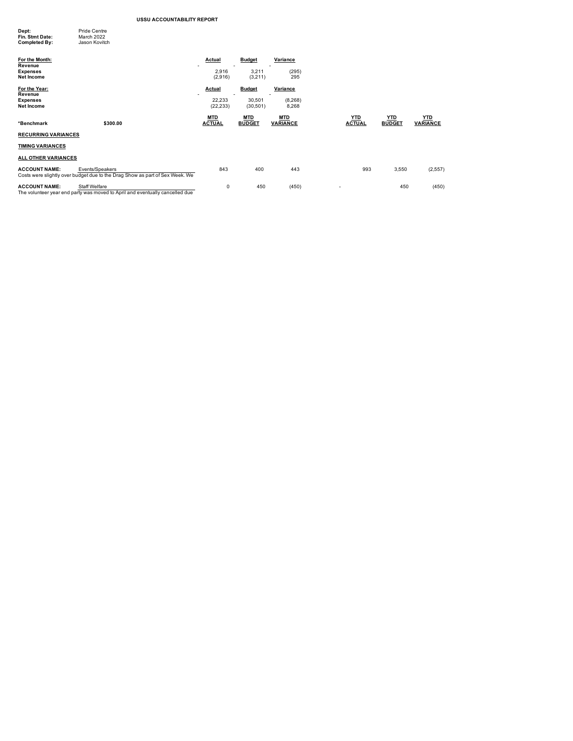# USSU ACCOUNTABILITY REPORT

**Dept:** Pride Centre
**Fin. Stmt Date:** March 2022
**Completed By:** Jason Kovitch

| For the Month: | Actual | Budget | Variance |
|---|---|---|---|
| Revenue | - | - | - |
| Expenses | 2,916 | 3,211 | (295) |
| Net Income | (2,916) | (3,211) | 295 |

| For the Year: | Actual | Budget | Variance |
|---|---|---|---|
| Revenue | - | - | - |
| Expenses | 22,233 | 30,501 | (8,268) |
| Net Income | (22,233) | (30,501) | 8,268 |

| *Benchmark | $300.00 | MTD ACTUAL | MTD BUDGET | MTD VARIANCE | YTD ACTUAL | YTD BUDGET | YTD VARIANCE |
|---|---|---|---|---|---|---|---|
| **RECURRING VARIANCES** | | | | | | | |
| **TIMING VARIANCES** | | | | | | | |
| **ALL OTHER VARIANCES** | | | | | | | |
| **ACCOUNT NAME:** | Events/Speakers | 843 | 400 | 443 | 993 | 3,550 | (2,557) |
| **ACCOUNT NAME:** | Staff Welfare | 0 | 450 | (450) | - | 450 | (450) |

Events/Speakers: Costs were slightly over budget due to the Drag Show as part of Sex Week. We

Staff Welfare: The volunteer year end party was moved to April and eventually cancelled due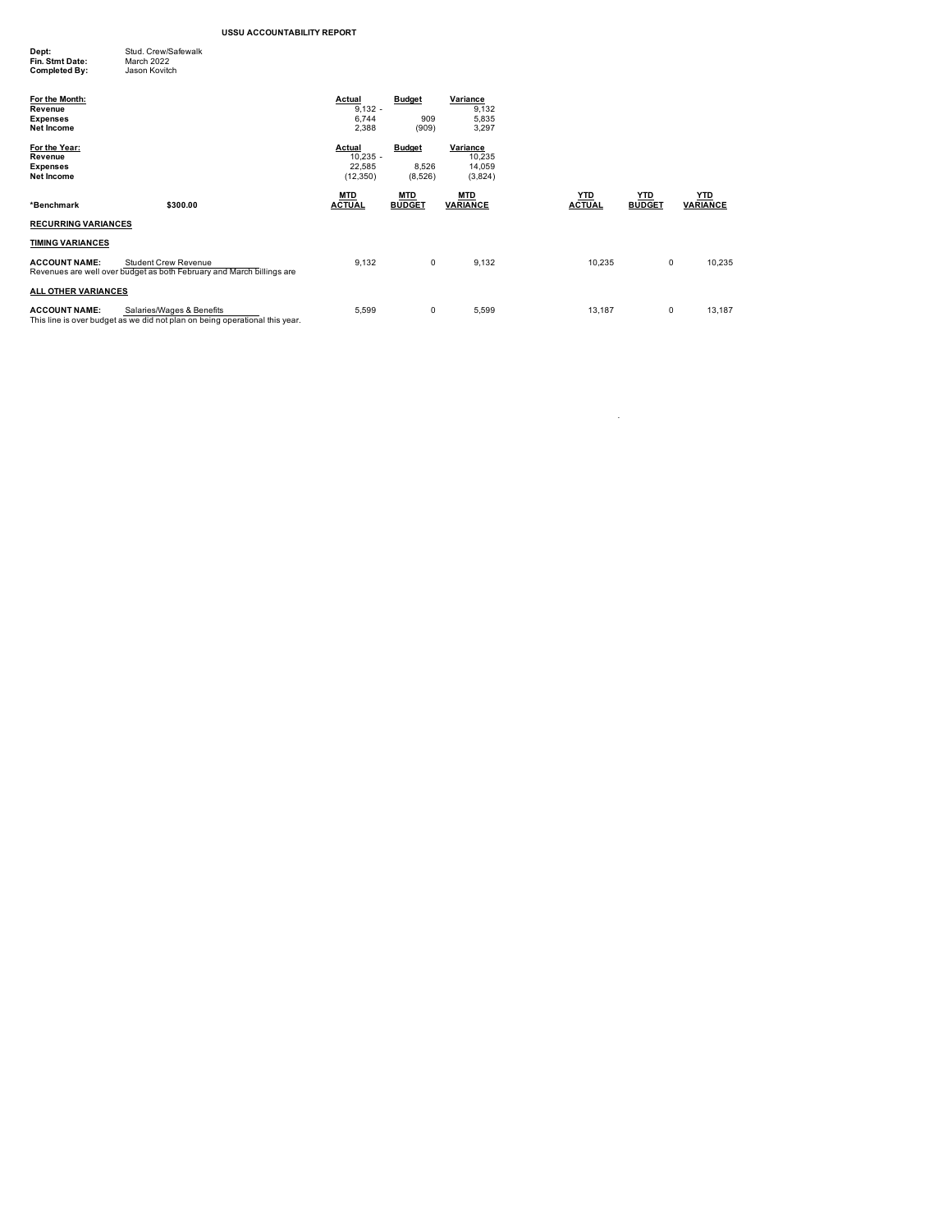# USSU ACCOUNTABILITY REPORT

**Dept:** Stud. Crew/Safewalk
**Fin. Stmt Date:** March 2022
**Completed By:** Jason Kovitch

| For the Month: | Actual | Budget | Variance |
|---|---|---|---|
| Revenue | 9,132 - | | 9,132 |
| Expenses | 6,744 | 909 | 5,835 |
| Net Income | 2,388 | (909) | 3,297 |

| For the Year: | Actual | Budget | Variance |
|---|---|---|---|
| Revenue | 10,235 - | | 10,235 |
| Expenses | 22,585 | 8,526 | 14,059 |
| Net Income | (12,350) | (8,526) | (3,824) |

| *Benchmark | $300.00 | MTD ACTUAL | MTD BUDGET | MTD VARIANCE | YTD ACTUAL | YTD BUDGET | YTD VARIANCE |
|---|---|---|---|---|---|---|---|
| **RECURRING VARIANCES** | | | | | | | |
| **TIMING VARIANCES** | | | | | | | |
| **ACCOUNT NAME:** | Student Crew Revenue | 9,132 | 0 | 9,132 | 10,235 | 0 | 10,235 |
| **ALL OTHER VARIANCES** | | | | | | | |
| **ACCOUNT NAME:** | Salaries/Wages & Benefits | 5,599 | 0 | 5,599 | 13,187 | 0 | 13,187 |

Student Crew Revenue: Revenues are well over budget as both February and March billings are

Salaries/Wages & Benefits: This line is over budget as we did not plan on being operational this year.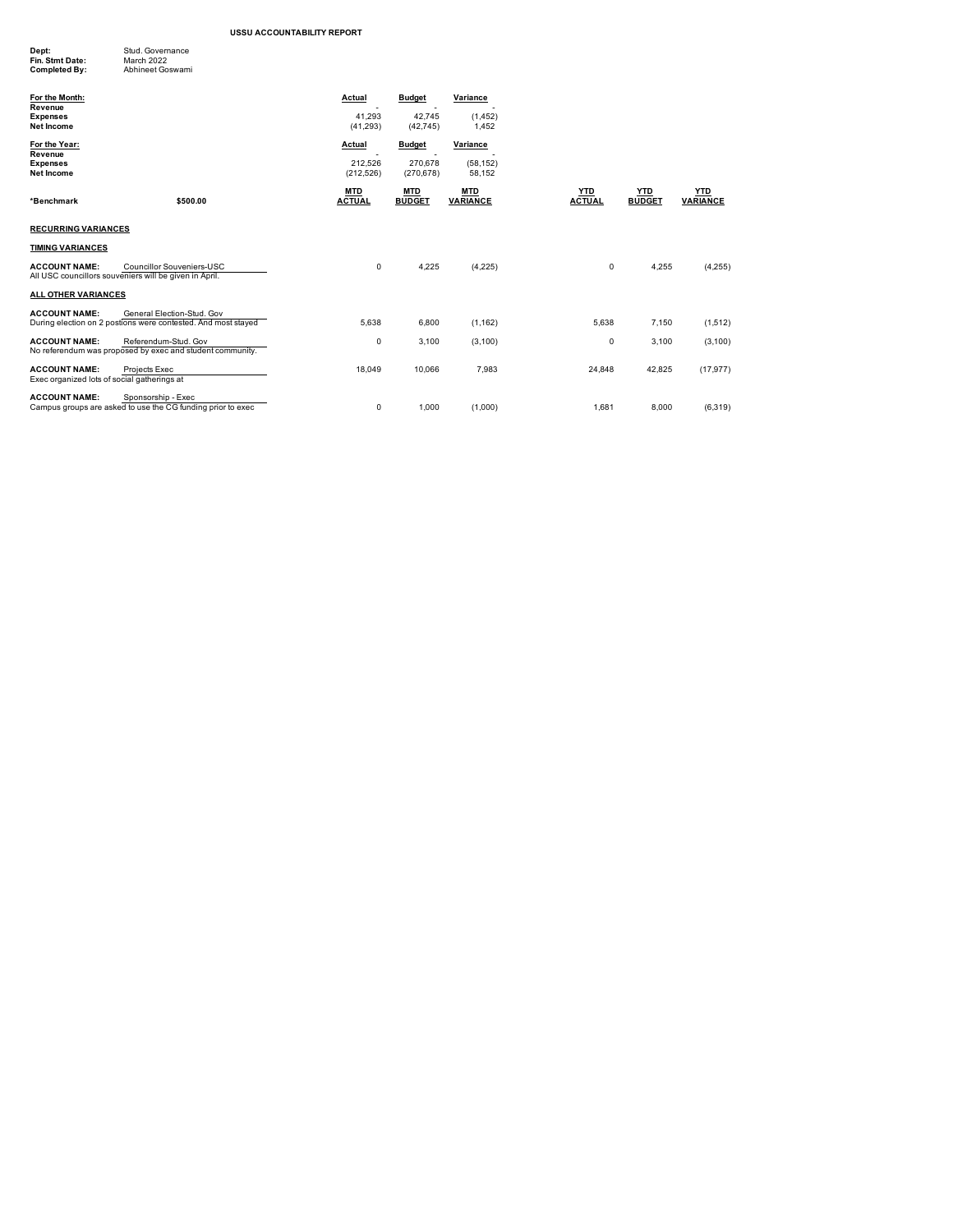# USSU ACCOUNTABILITY REPORT

**Dept:** Stud. Governance
**Fin. Stmt Date:** March 2022
**Completed By:** Abhineet Goswami

| For the Month: | Actual | Budget | Variance |
|---|---|---|---|
| Revenue | - | - | - |
| Expenses | 41,293 | 42,745 | (1,452) |
| Net Income | (41,293) | (42,745) | 1,452 |

| For the Year: | Actual | Budget | Variance |
|---|---|---|---|
| Revenue | - | - | - |
| Expenses | 212,526 | 270,678 | (58,152) |
| Net Income | (212,526) | (270,678) | 58,152 |

| *Benchmark | $500.00 | MTD ACTUAL | MTD BUDGET | MTD VARIANCE | YTD ACTUAL | YTD BUDGET | YTD VARIANCE |
|---|---|---|---|---|---|---|---|
| **RECURRING VARIANCES** | | | | | | | |
| **TIMING VARIANCES** | | | | | | | |
| **ACCOUNT NAME:** | Councillor Souveniers-USC | 0 | 4,225 | (4,225) | 0 | 4,255 | (4,255) |
| All USC councillors souveniers will be given in April. | | | | | | | |
| **ALL OTHER VARIANCES** | | | | | | | |
| **ACCOUNT NAME:** | General Election-Stud. Gov | 5,638 | 6,800 | (1,162) | 5,638 | 7,150 | (1,512) |
| During election on 2 postions were contested. And most stayed | | | | | | | |
| **ACCOUNT NAME:** | Referendum-Stud. Gov | 0 | 3,100 | (3,100) | 0 | 3,100 | (3,100) |
| No referendum was proposed by exec and student community. | | | | | | | |
| **ACCOUNT NAME:** | Projects Exec | 18,049 | 10,066 | 7,983 | 24,848 | 42,825 | (17,977) |
| Exec organized lots of social gatherings at | | | | | | | |
| **ACCOUNT NAME:** | Sponsorship - Exec | 0 | 1,000 | (1,000) | 1,681 | 8,000 | (6,319) |
| Campus groups are asked to use the CG funding prior to exec | | | | | | | |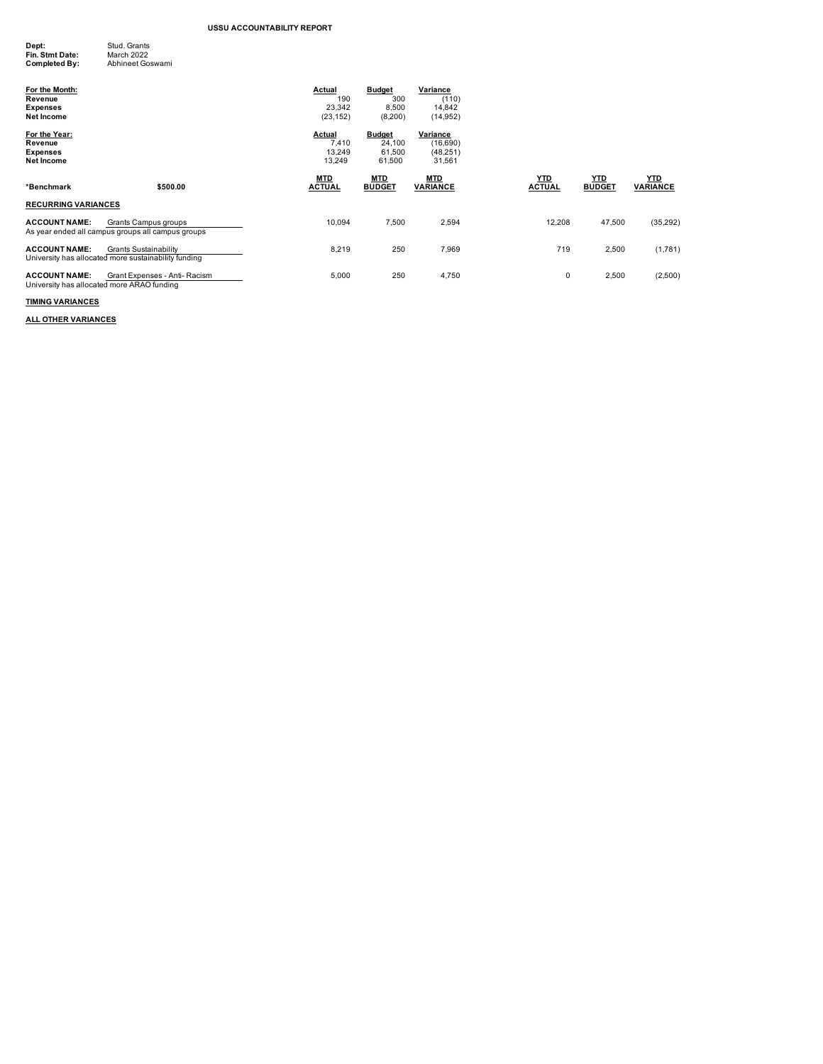# USSU ACCOUNTABILITY REPORT

**Dept:** Stud. Grants
**Fin. Stmt Date:** March 2022
**Completed By:** Abhineet Goswami

| For the Month: | Actual | Budget | Variance |
|---|---|---|---|
| Revenue | 190 | 300 | (110) |
| Expenses | 23,342 | 8,500 | 14,842 |
| Net Income | (23,152) | (8,200) | (14,952) |

| For the Year: | Actual | Budget | Variance |
|---|---|---|---|
| Revenue | 7,410 | 24,100 | (16,690) |
| Expenses | 13,249 | 61,500 | (48,251) |
| Net Income | 13,249 | 61,500 | 31,561 |

| *Benchmark | $500.00 | MTD ACTUAL | MTD BUDGET | MTD VARIANCE | YTD ACTUAL | YTD BUDGET | YTD VARIANCE |
|---|---|---|---|---|---|---|---|
| **RECURRING VARIANCES** | | | | | | | |
| **ACCOUNT NAME:** | Grants Campus groups | 10,094 | 7,500 | 2,594 | 12,208 | 47,500 | (35,292) |
| As year ended all campus groups all campus groups | | | | | | | |
| **ACCOUNT NAME:** | Grants Sustainability | 8,219 | 250 | 7,969 | 719 | 2,500 | (1,781) |
| University has allocated more sustainability funding | | | | | | | |
| **ACCOUNT NAME:** | Grant Expenses - Anti- Racism | 5,000 | 250 | 4,750 | 0 | 2,500 | (2,500) |
| University has allocated more ARAO funding | | | | | | | |

**TIMING VARIANCES**

**ALL OTHER VARIANCES**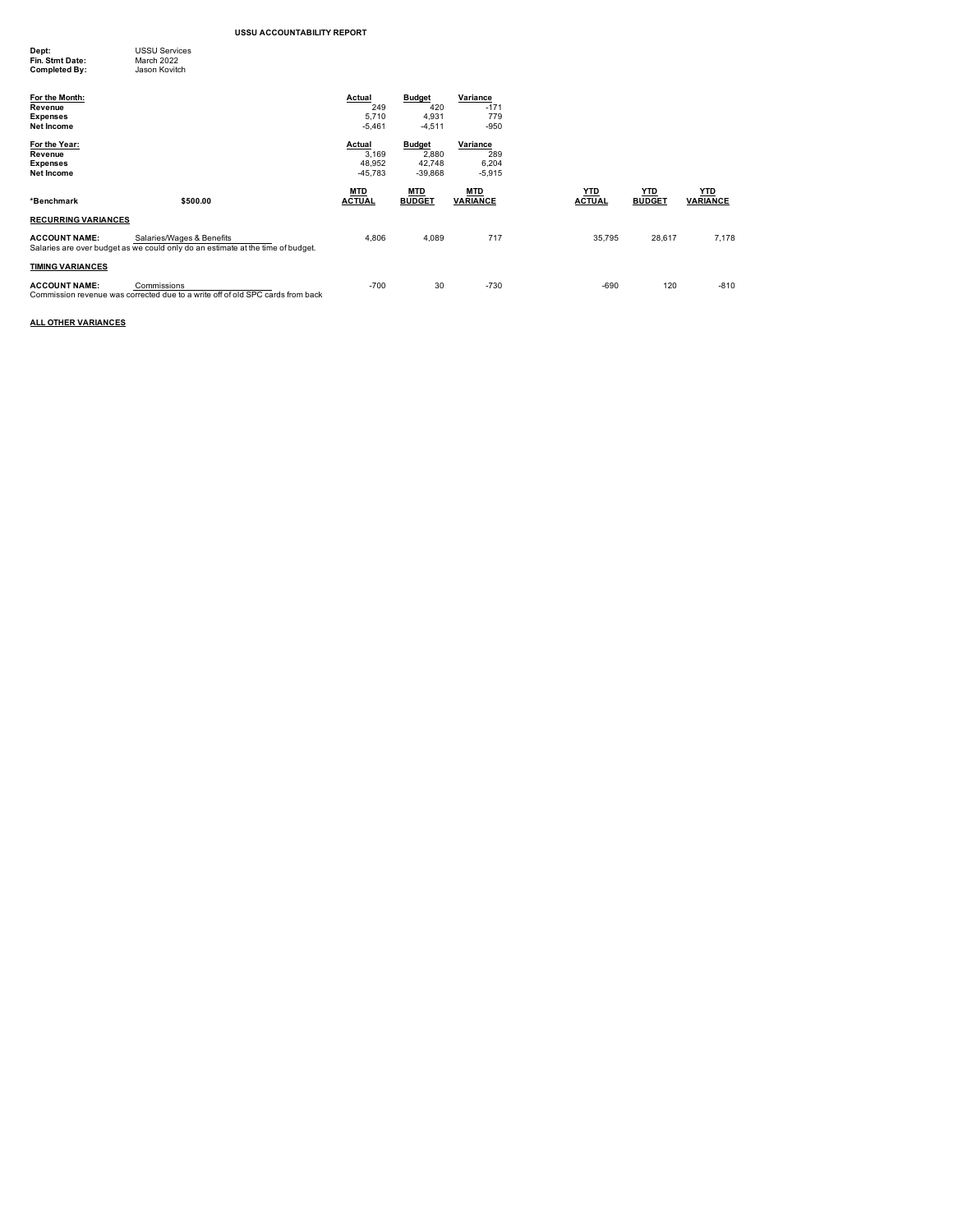# USSU ACCOUNTABILITY REPORT

**Dept:** USSU Services
**Fin. Stmt Date:** March 2022
**Completed By:** Jason Kovitch

| For the Month: | Actual | Budget | Variance |
|---|---|---|---|
| **Revenue** | 249 | 420 | -171 |
| **Expenses** | 5,710 | 4,931 | 779 |
| **Net Income** | -5,461 | -4,511 | -950 |

| For the Year: | Actual | Budget | Variance |
|---|---|---|---|
| **Revenue** | 3,169 | 2,880 | 289 |
| **Expenses** | 48,952 | 42,748 | 6,204 |
| **Net Income** | -45,783 | -39,868 | -5,915 |

| *Benchmark | $500.00 | MTD ACTUAL | MTD BUDGET | MTD VARIANCE | YTD ACTUAL | YTD BUDGET | YTD VARIANCE |
|---|---|---|---|---|---|---|---|
| **RECURRING VARIANCES** | | | | | | | |
| **ACCOUNT NAME:** | Salaries/Wages & Benefits | 4,806 | 4,089 | 717 | 35,795 | 28,617 | 7,178 |
| **TIMING VARIANCES** | | | | | | | |
| **ACCOUNT NAME:** | Commissions | -700 | 30 | -730 | -690 | 120 | -810 |

**RECURRING VARIANCES**

Salaries/Wages & Benefits: Salaries are over budget as we could only do an estimate at the time of budget.

**TIMING VARIANCES**

Commissions: Commission revenue was corrected due to a write off of old SPC cards from back

**ALL OTHER VARIANCES**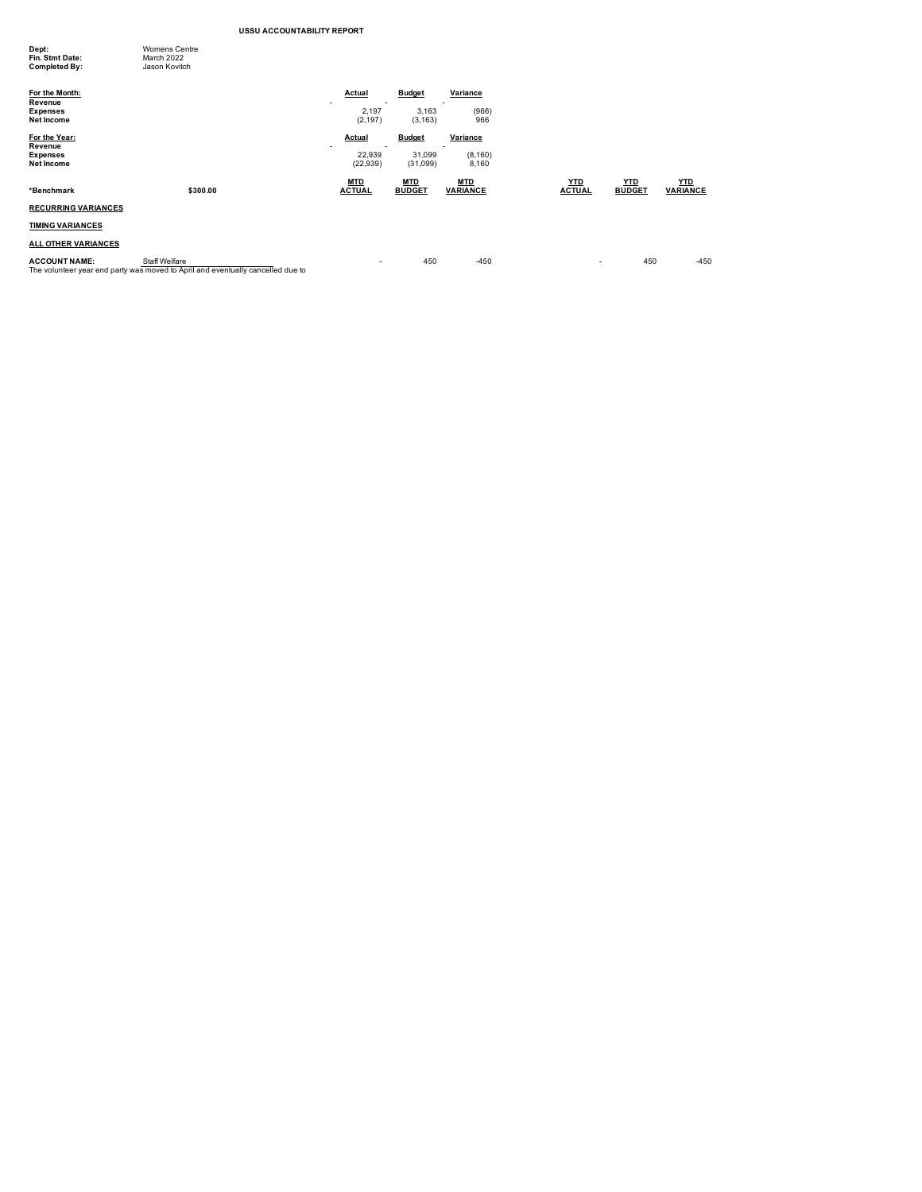# USSU ACCOUNTABILITY REPORT

**Dept:** Womens Centre
**Fin. Stmt Date:** March 2022
**Completed By:** Jason Kovitch

| For the Month: | Actual | Budget | Variance |
|---|---|---|---|
| **Revenue** | - | - | - |
| **Expenses** | 2,197 | 3,163 | (966) |
| **Net Income** | (2,197) | (3,163) | 966 |

| For the Year: | Actual | Budget | Variance |
|---|---|---|---|
| **Revenue** | - | - | - |
| **Expenses** | 22,939 | 31,099 | (8,160) |
| **Net Income** | (22,939) | (31,099) | 8,160 |

| *Benchmark | $300.00 | MTD ACTUAL | MTD BUDGET | MTD VARIANCE | YTD ACTUAL | YTD BUDGET | YTD VARIANCE |
|---|---|---|---|---|---|---|---|
| **RECURRING VARIANCES** | | | | | | | |
| **TIMING VARIANCES** | | | | | | | |
| **ALL OTHER VARIANCES** | | | | | | | |
| **ACCOUNT NAME:** | Staff Welfare | - | 450 | -450 | - | 450 | -450 |

The volunteer year end party was moved to April and eventually cancelled due to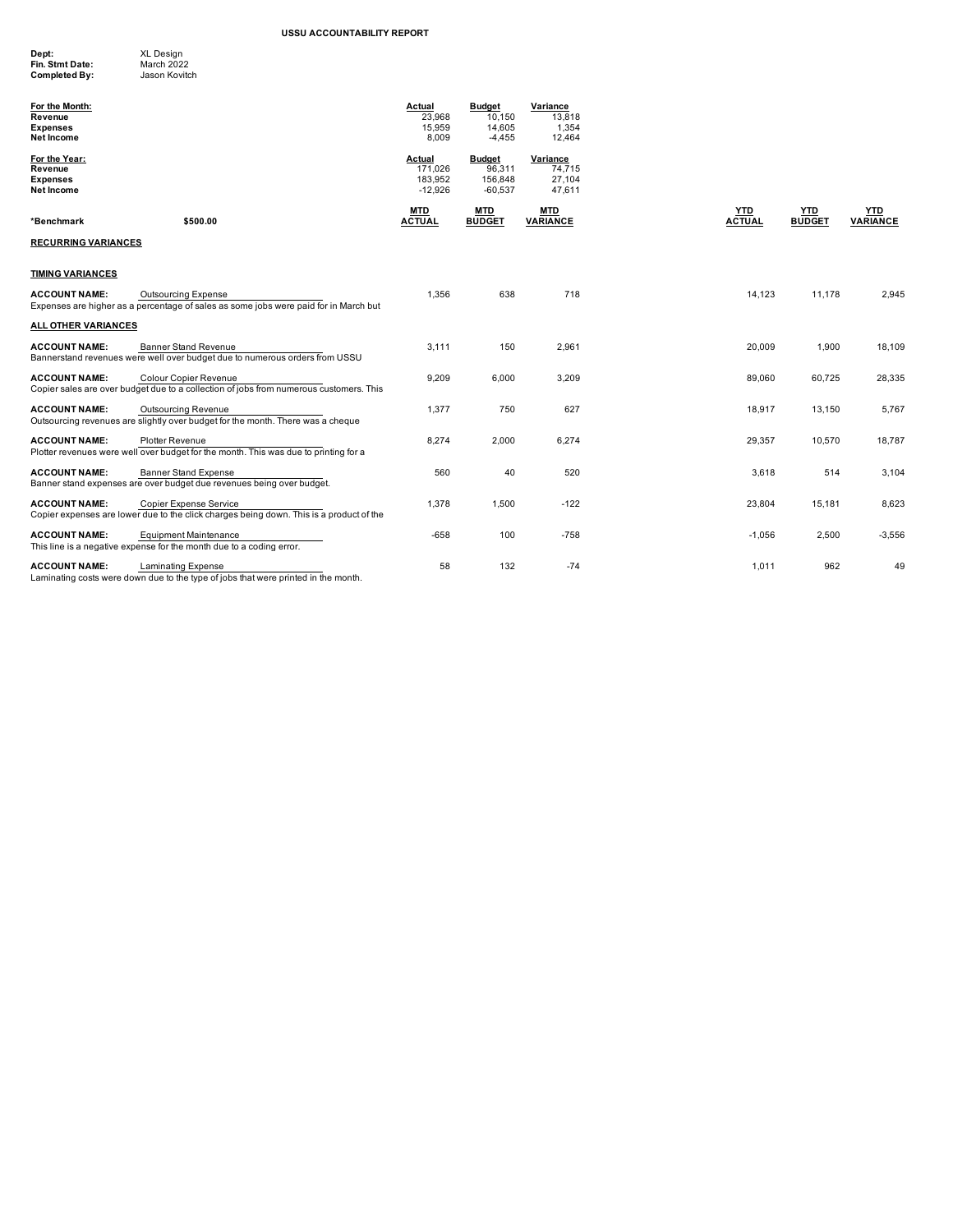**USSU ACCOUNTABILITY REPORT**

**Dept:** XL Design
**Fin. Stmt Date:** March 2022
**Completed By:** Jason Kovitch

| For the Month: | Actual | Budget | Variance |
|---|---|---|---|
| Revenue | 23,968 | 10,150 | 13,818 |
| Expenses | 15,959 | 14,605 | 1,354 |
| Net Income | 8,009 | -4,455 | 12,464 |

| For the Year: | Actual | Budget | Variance |
|---|---|---|---|
| Revenue | 171,026 | 96,311 | 74,715 |
| Expenses | 183,952 | 156,848 | 27,104 |
| Net Income | -12,926 | -60,537 | 47,611 |

| *Benchmark | $500.00 | MTD ACTUAL | MTD BUDGET | MTD VARIANCE | YTD ACTUAL | YTD BUDGET | YTD VARIANCE |
|---|---|---|---|---|---|---|---|
| **RECURRING VARIANCES** | | | | | | | |
| **TIMING VARIANCES** | | | | | | | |
| **ACCOUNT NAME:** | Outsourcing Expense | 1,356 | 638 | 718 | 14,123 | 11,178 | 2,945 |
| Expenses are higher as a percentage of sales as some jobs were paid for in March but | | | | | | | |
| **ALL OTHER VARIANCES** | | | | | | | |
| **ACCOUNT NAME:** | Banner Stand Revenue | 3,111 | 150 | 2,961 | 20,009 | 1,900 | 18,109 |
| Bannerstand revenues were well over budget due to numerous orders from USSU | | | | | | | |
| **ACCOUNT NAME:** | Colour Copier Revenue | 9,209 | 6,000 | 3,209 | 89,060 | 60,725 | 28,335 |
| Copier sales are over budget due to a collection of jobs from numerous customers. This | | | | | | | |
| **ACCOUNT NAME:** | Outsourcing Revenue | 1,377 | 750 | 627 | 18,917 | 13,150 | 5,767 |
| Outsourcing revenues are slightly over budget for the month. There was a cheque | | | | | | | |
| **ACCOUNT NAME:** | Plotter Revenue | 8,274 | 2,000 | 6,274 | 29,357 | 10,570 | 18,787 |
| Plotter revenues were well over budget for the month. This was due to printing for a | | | | | | | |
| **ACCOUNT NAME:** | Banner Stand Expense | 560 | 40 | 520 | 3,618 | 514 | 3,104 |
| Banner stand expenses are over budget due revenues being over budget. | | | | | | | |
| **ACCOUNT NAME:** | Copier Expense Service | 1,378 | 1,500 | -122 | 23,804 | 15,181 | 8,623 |
| Copier expenses are lower due to the click charges being down. This is a product of the | | | | | | | |
| **ACCOUNT NAME:** | Equipment Maintenance | -658 | 100 | -758 | -1,056 | 2,500 | -3,556 |
| This line is a negative expense for the month due to a coding error. | | | | | | | |
| **ACCOUNT NAME:** | Laminating Expense | 58 | 132 | -74 | 1,011 | 962 | 49 |
| Laminating costs were down due to the type of jobs that were printed in the month. | | | | | | | |